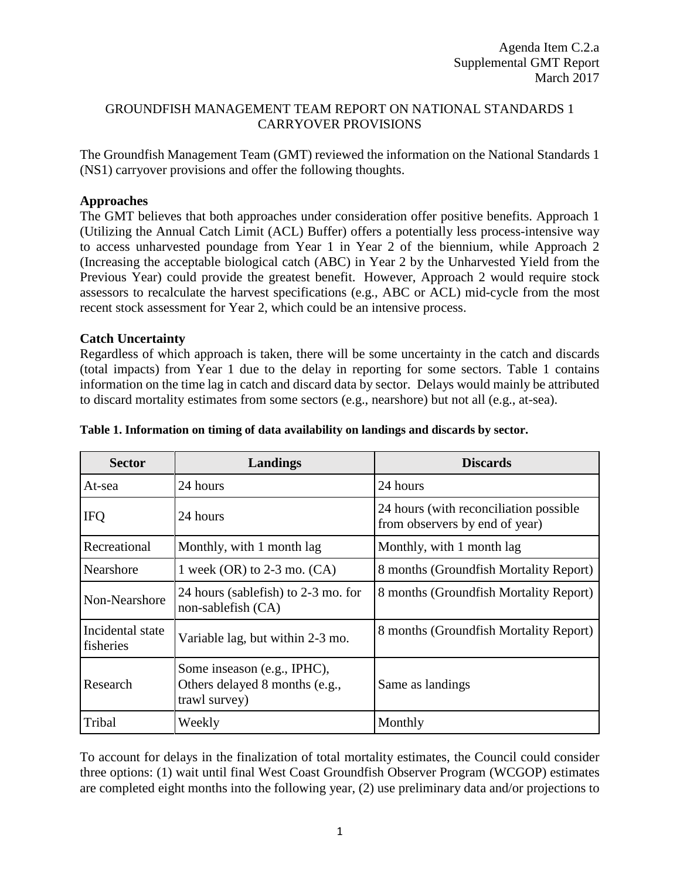Agenda Item C.2.a
Supplemental GMT Report
March 2017

# GROUNDFISH MANAGEMENT TEAM REPORT ON NATIONAL STANDARDS 1 CARRYOVER PROVISIONS

The Groundfish Management Team (GMT) reviewed the information on the National Standards 1 (NS1) carryover provisions and offer the following thoughts.

**Approaches**

The GMT believes that both approaches under consideration offer positive benefits. Approach 1 (Utilizing the Annual Catch Limit (ACL) Buffer) offers a potentially less process-intensive way to access unharvested poundage from Year 1 in Year 2 of the biennium, while Approach 2 (Increasing the acceptable biological catch (ABC) in Year 2 by the Unharvested Yield from the Previous Year) could provide the greatest benefit. However, Approach 2 would require stock assessors to recalculate the harvest specifications (e.g., ABC or ACL) mid-cycle from the most recent stock assessment for Year 2, which could be an intensive process.

**Catch Uncertainty**

Regardless of which approach is taken, there will be some uncertainty in the catch and discards (total impacts) from Year 1 due to the delay in reporting for some sectors. Table 1 contains information on the time lag in catch and discard data by sector. Delays would mainly be attributed to discard mortality estimates from some sectors (e.g., nearshore) but not all (e.g., at-sea).

**Table 1. Information on timing of data availability on landings and discards by sector.**

| Sector | Landings | Discards |
|---|---|---|
| At-sea | 24 hours | 24 hours |
| IFQ | 24 hours | 24 hours (with reconciliation possible from observers by end of year) |
| Recreational | Monthly, with 1 month lag | Monthly, with 1 month lag |
| Nearshore | 1 week (OR) to 2-3 mo. (CA) | 8 months (Groundfish Mortality Report) |
| Non-Nearshore | 24 hours (sablefish) to 2-3 mo. for non-sablefish (CA) | 8 months (Groundfish Mortality Report) |
| Incidental state fisheries | Variable lag, but within 2-3 mo. | 8 months (Groundfish Mortality Report) |
| Research | Some inseason (e.g., IPHC), Others delayed 8 months (e.g., trawl survey) | Same as landings |
| Tribal | Weekly | Monthly |

To account for delays in the finalization of total mortality estimates, the Council could consider three options: (1) wait until final West Coast Groundfish Observer Program (WCGOP) estimates are completed eight months into the following year, (2) use preliminary data and/or projections to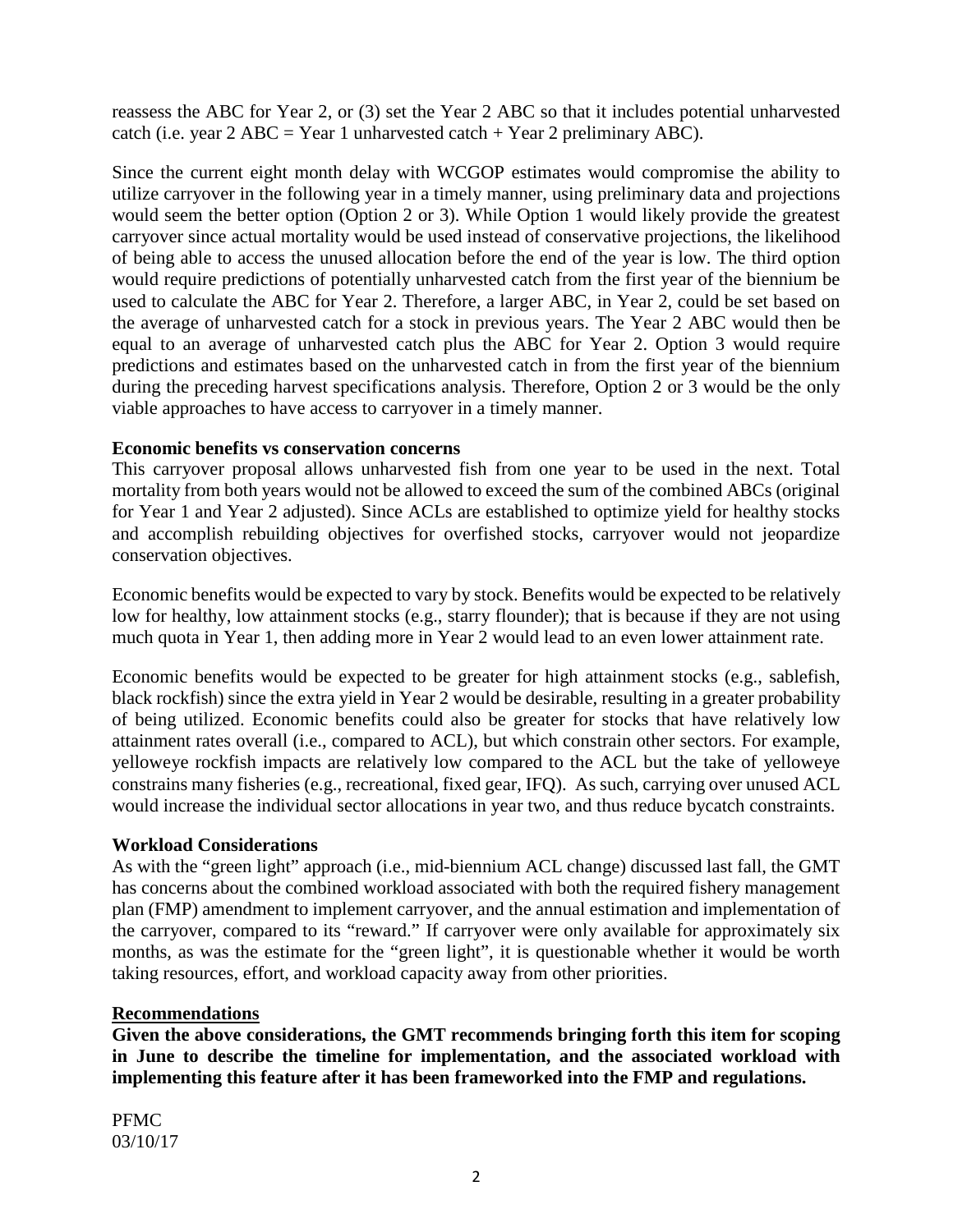reassess the ABC for Year 2, or (3) set the Year 2 ABC so that it includes potential unharvested catch (i.e. year 2 ABC = Year 1 unharvested catch + Year 2 preliminary ABC).

Since the current eight month delay with WCGOP estimates would compromise the ability to utilize carryover in the following year in a timely manner, using preliminary data and projections would seem the better option (Option 2 or 3). While Option 1 would likely provide the greatest carryover since actual mortality would be used instead of conservative projections, the likelihood of being able to access the unused allocation before the end of the year is low. The third option would require predictions of potentially unharvested catch from the first year of the biennium be used to calculate the ABC for Year 2. Therefore, a larger ABC, in Year 2, could be set based on the average of unharvested catch for a stock in previous years. The Year 2 ABC would then be equal to an average of unharvested catch plus the ABC for Year 2. Option 3 would require predictions and estimates based on the unharvested catch in from the first year of the biennium during the preceding harvest specifications analysis. Therefore, Option 2 or 3 would be the only viable approaches to have access to carryover in a timely manner.

**Economic benefits vs conservation concerns**

This carryover proposal allows unharvested fish from one year to be used in the next. Total mortality from both years would not be allowed to exceed the sum of the combined ABCs (original for Year 1 and Year 2 adjusted). Since ACLs are established to optimize yield for healthy stocks and accomplish rebuilding objectives for overfished stocks, carryover would not jeopardize conservation objectives.

Economic benefits would be expected to vary by stock. Benefits would be expected to be relatively low for healthy, low attainment stocks (e.g., starry flounder); that is because if they are not using much quota in Year 1, then adding more in Year 2 would lead to an even lower attainment rate.

Economic benefits would be expected to be greater for high attainment stocks (e.g., sablefish, black rockfish) since the extra yield in Year 2 would be desirable, resulting in a greater probability of being utilized. Economic benefits could also be greater for stocks that have relatively low attainment rates overall (i.e., compared to ACL), but which constrain other sectors. For example, yelloweye rockfish impacts are relatively low compared to the ACL but the take of yelloweye constrains many fisheries (e.g., recreational, fixed gear, IFQ). As such, carrying over unused ACL would increase the individual sector allocations in year two, and thus reduce bycatch constraints.

**Workload Considerations**

As with the "green light" approach (i.e., mid-biennium ACL change) discussed last fall, the GMT has concerns about the combined workload associated with both the required fishery management plan (FMP) amendment to implement carryover, and the annual estimation and implementation of the carryover, compared to its "reward." If carryover were only available for approximately six months, as was the estimate for the "green light", it is questionable whether it would be worth taking resources, effort, and workload capacity away from other priorities.

**Recommendations**

**Given the above considerations, the GMT recommends bringing forth this item for scoping in June to describe the timeline for implementation, and the associated workload with implementing this feature after it has been frameworked into the FMP and regulations.**

PFMC
03/10/17